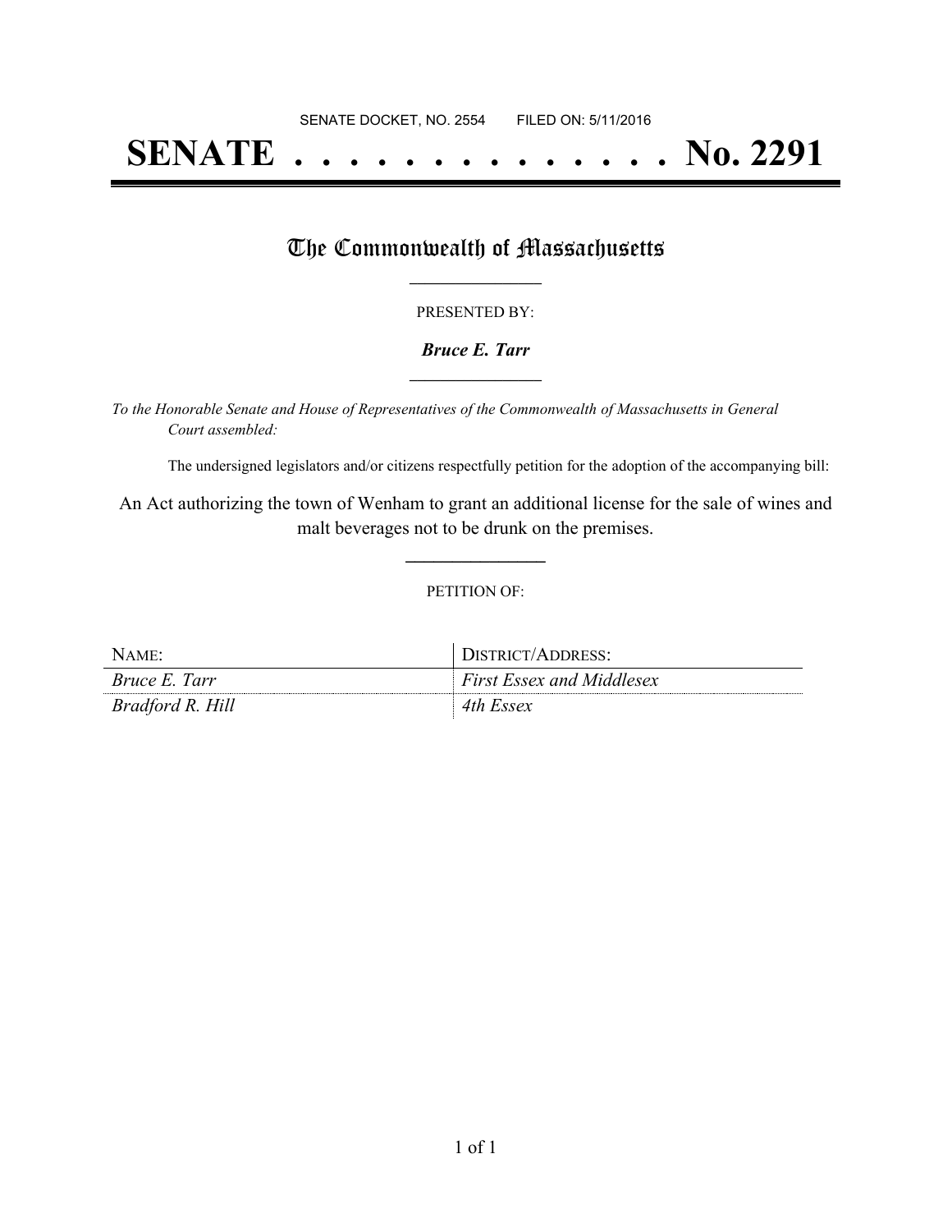SENATE DOCKET, NO. 2554        FILED ON: 5/11/2016

# SENATE . . . . . . . . . . . . . . No. 2291

## The Commonwealth of Massachusetts

PRESENTED BY:

***Bruce E. Tarr***

*To the Honorable Senate and House of Representatives of the Commonwealth of Massachusetts in General Court assembled:*

The undersigned legislators and/or citizens respectfully petition for the adoption of the accompanying bill:

An Act authorizing the town of Wenham to grant an additional license for the sale of wines and malt beverages not to be drunk on the premises.

PETITION OF:

| NAME: | DISTRICT/ADDRESS: |
| --- | --- |
| *Bruce E. Tarr* | *First Essex and Middlesex* |
| *Bradford R. Hill* | *4th Essex* |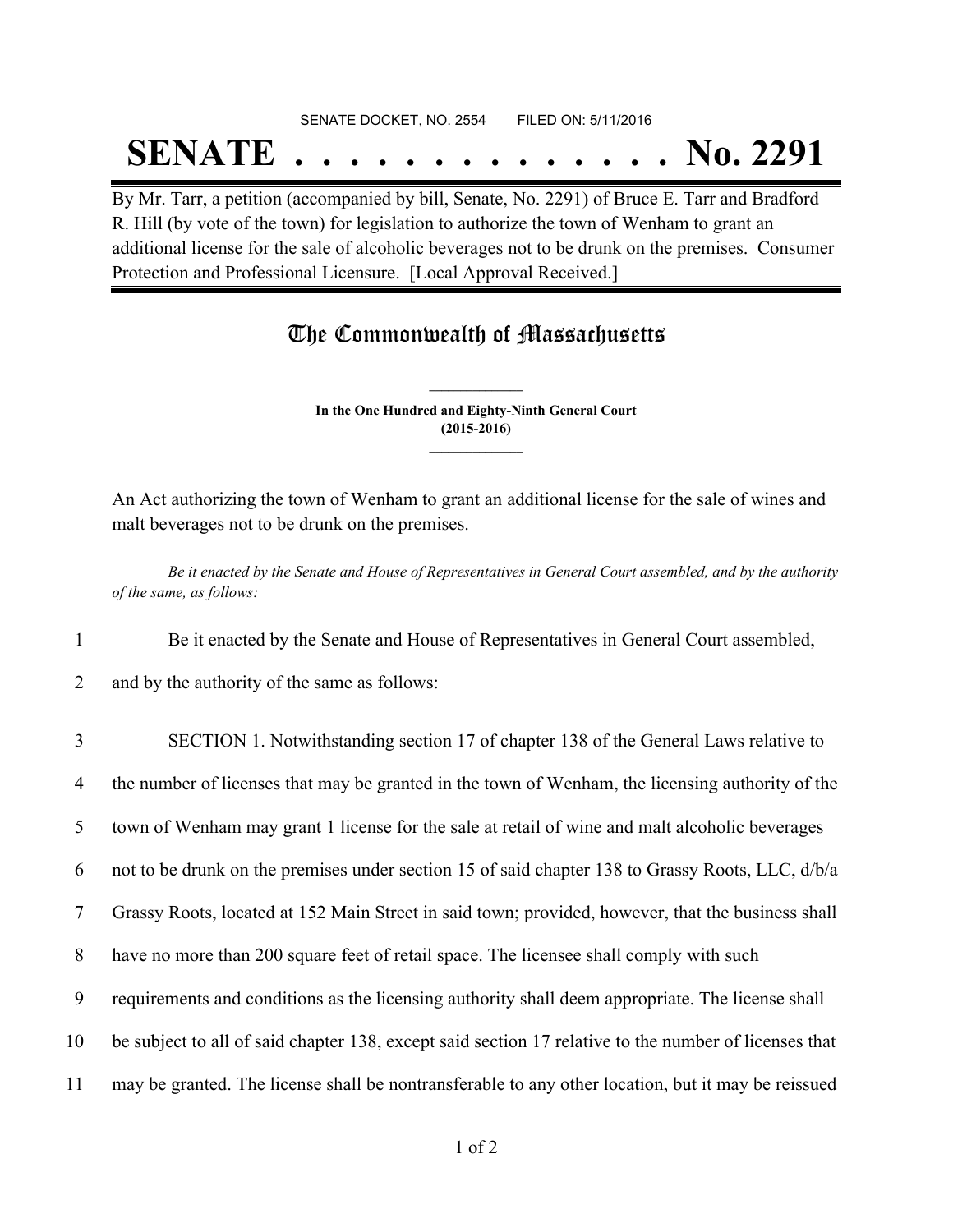SENATE DOCKET, NO. 2554 FILED ON: 5/11/2016

# SENATE . . . . . . . . . . . . . . No. 2291

By Mr. Tarr, a petition (accompanied by bill, Senate, No. 2291) of Bruce E. Tarr and Bradford R. Hill (by vote of the town) for legislation to authorize the town of Wenham to grant an additional license for the sale of alcoholic beverages not to be drunk on the premises. Consumer Protection and Professional Licensure. [Local Approval Received.]

## The Commonwealth of Massachusetts

**In the One Hundred and Eighty-Ninth General Court**
**(2015-2016)**

An Act authorizing the town of Wenham to grant an additional license for the sale of wines and malt beverages not to be drunk on the premises.

*Be it enacted by the Senate and House of Representatives in General Court assembled, and by the authority of the same, as follows:*

1 Be it enacted by the Senate and House of Representatives in General Court assembled,
2 and by the authority of the same as follows:

3 SECTION 1. Notwithstanding section 17 of chapter 138 of the General Laws relative to
4 the number of licenses that may be granted in the town of Wenham, the licensing authority of the
5 town of Wenham may grant 1 license for the sale at retail of wine and malt alcoholic beverages
6 not to be drunk on the premises under section 15 of said chapter 138 to Grassy Roots, LLC, d/b/a
7 Grassy Roots, located at 152 Main Street in said town; provided, however, that the business shall
8 have no more than 200 square feet of retail space. The licensee shall comply with such
9 requirements and conditions as the licensing authority shall deem appropriate. The license shall
10 be subject to all of said chapter 138, except said section 17 relative to the number of licenses that
11 may be granted. The license shall be nontransferable to any other location, but it may be reissued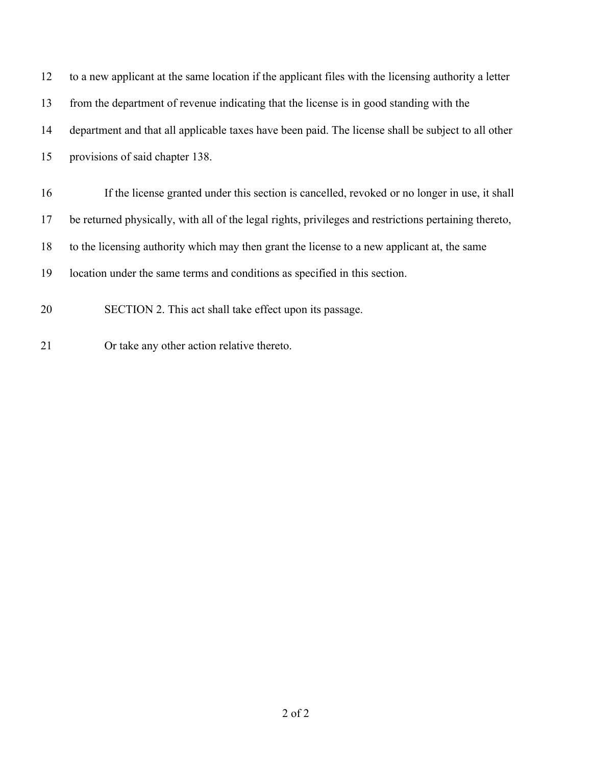to a new applicant at the same location if the applicant files with the licensing authority a letter from the department of revenue indicating that the license is in good standing with the department and that all applicable taxes have been paid. The license shall be subject to all other provisions of said chapter 138.

If the license granted under this section is cancelled, revoked or no longer in use, it shall be returned physically, with all of the legal rights, privileges and restrictions pertaining thereto, to the licensing authority which may then grant the license to a new applicant at, the same location under the same terms and conditions as specified in this section.

SECTION 2. This act shall take effect upon its passage.

Or take any other action relative thereto.